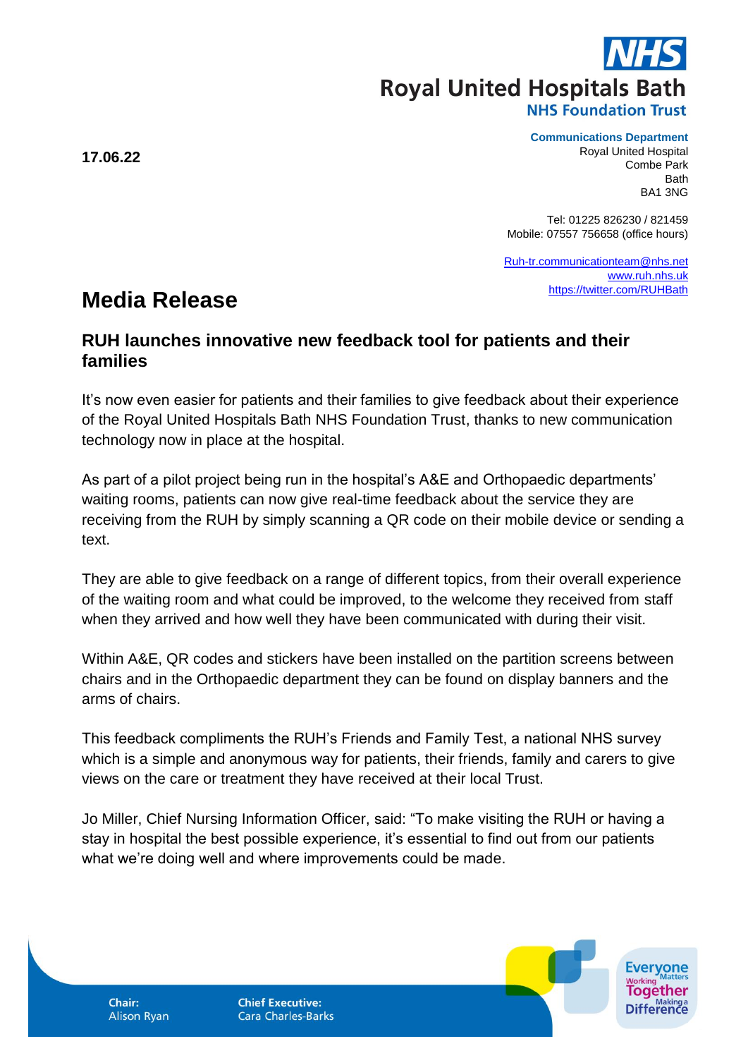**NHS**

**Royal United Hospitals Bath**

**NHS Foundation Trust**

**17.06.22**

**Communications Department**
Royal United Hospital
Combe Park
Bath
BA1 3NG

Tel: 01225 826230 / 821459
Mobile: 07557 756658 (office hours)

Ruh-tr.communicationteam@nhs.net
www.ruh.nhs.uk
https://twitter.com/RUHBath

# Media Release

## RUH launches innovative new feedback tool for patients and their families

It's now even easier for patients and their families to give feedback about their experience of the Royal United Hospitals Bath NHS Foundation Trust, thanks to new communication technology now in place at the hospital.

As part of a pilot project being run in the hospital's A&E and Orthopaedic departments' waiting rooms, patients can now give real-time feedback about the service they are receiving from the RUH by simply scanning a QR code on their mobile device or sending a text.

They are able to give feedback on a range of different topics, from their overall experience of the waiting room and what could be improved, to the welcome they received from staff when they arrived and how well they have been communicated with during their visit.

Within A&E, QR codes and stickers have been installed on the partition screens between chairs and in the Orthopaedic department they can be found on display banners and the arms of chairs.

This feedback compliments the RUH's Friends and Family Test, a national NHS survey which is a simple and anonymous way for patients, their friends, family and carers to give views on the care or treatment they have received at their local Trust.

Jo Miller, Chief Nursing Information Officer, said: "To make visiting the RUH or having a stay in hospital the best possible experience, it's essential to find out from our patients what we're doing well and where improvements could be made.

**Chair:** Alison Ryan

**Chief Executive:** Cara Charles-Barks

Everyone Matters
Working Together
Making a Difference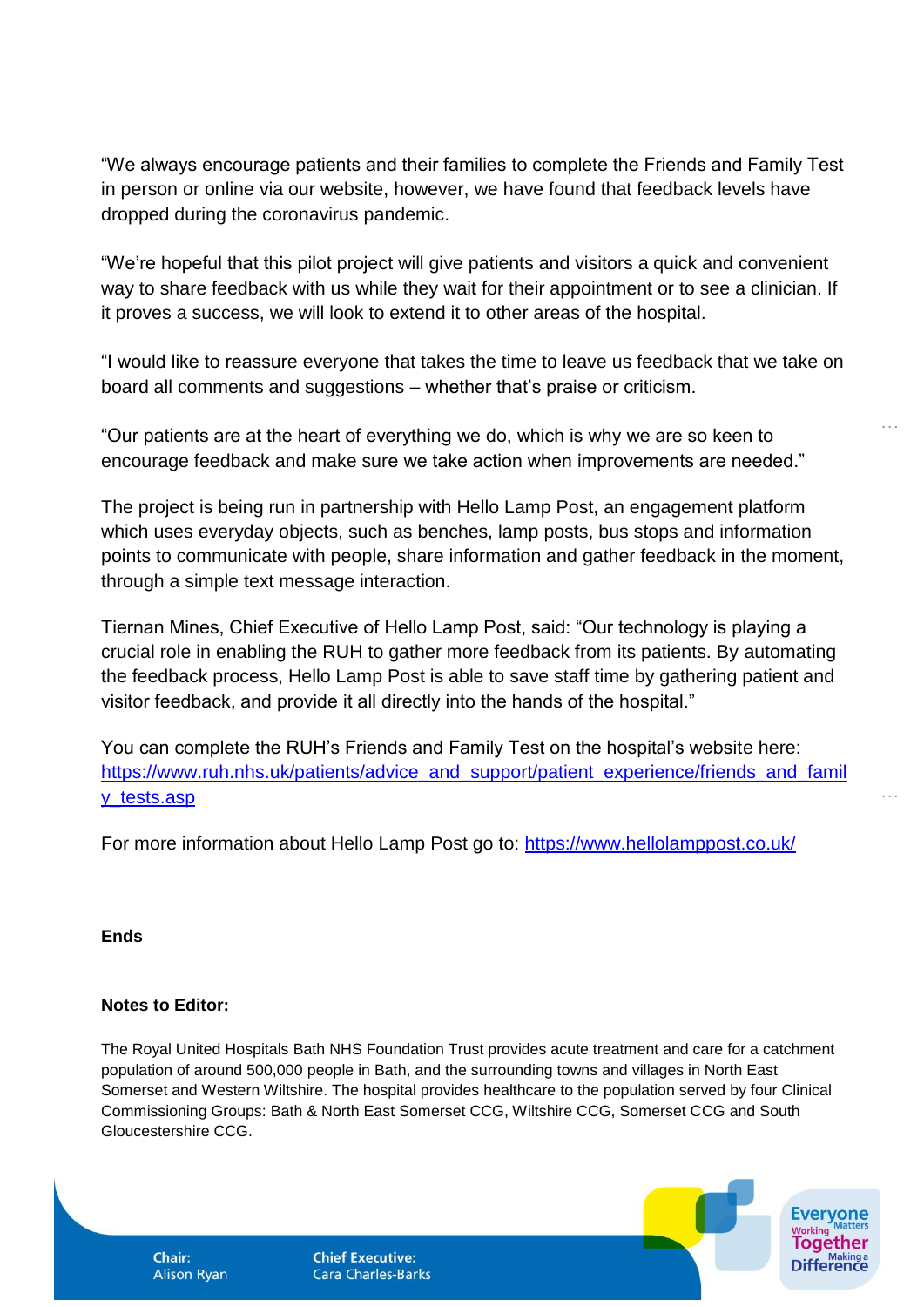"We always encourage patients and their families to complete the Friends and Family Test in person or online via our website, however, we have found that feedback levels have dropped during the coronavirus pandemic.

"We're hopeful that this pilot project will give patients and visitors a quick and convenient way to share feedback with us while they wait for their appointment or to see a clinician. If it proves a success, we will look to extend it to other areas of the hospital.

"I would like to reassure everyone that takes the time to leave us feedback that we take on board all comments and suggestions – whether that's praise or criticism.

"Our patients are at the heart of everything we do, which is why we are so keen to encourage feedback and make sure we take action when improvements are needed."

The project is being run in partnership with Hello Lamp Post, an engagement platform which uses everyday objects, such as benches, lamp posts, bus stops and information points to communicate with people, share information and gather feedback in the moment, through a simple text message interaction.

Tiernan Mines, Chief Executive of Hello Lamp Post, said: "Our technology is playing a crucial role in enabling the RUH to gather more feedback from its patients. By automating the feedback process, Hello Lamp Post is able to save staff time by gathering patient and visitor feedback, and provide it all directly into the hands of the hospital."

You can complete the RUH's Friends and Family Test on the hospital's website here: https://www.ruh.nhs.uk/patients/advice_and_support/patient_experience/friends_and_family_tests.asp

For more information about Hello Lamp Post go to: https://www.hellolamppost.co.uk/

**Ends**

**Notes to Editor:**

The Royal United Hospitals Bath NHS Foundation Trust provides acute treatment and care for a catchment population of around 500,000 people in Bath, and the surrounding towns and villages in North East Somerset and Western Wiltshire. The hospital provides healthcare to the population served by four Clinical Commissioning Groups: Bath & North East Somerset CCG, Wiltshire CCG, Somerset CCG and South Gloucestershire CCG.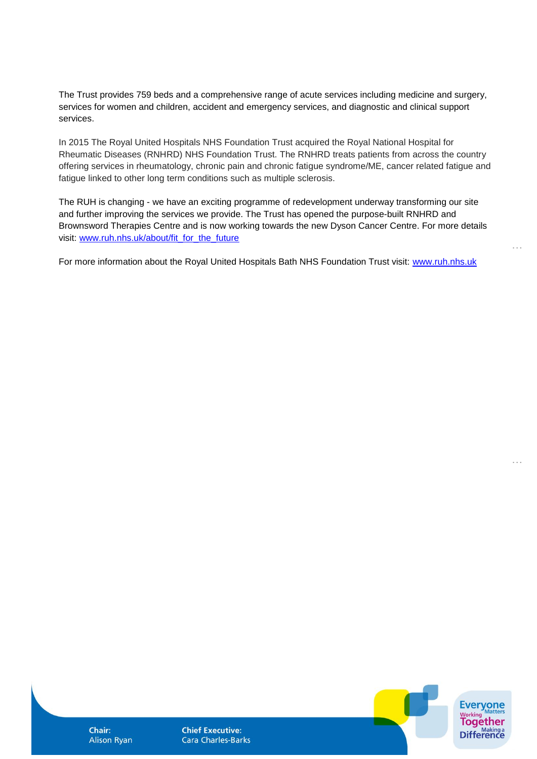The Trust provides 759 beds and a comprehensive range of acute services including medicine and surgery, services for women and children, accident and emergency services, and diagnostic and clinical support services.

In 2015 The Royal United Hospitals NHS Foundation Trust acquired the Royal National Hospital for Rheumatic Diseases (RNHRD) NHS Foundation Trust. The RNHRD treats patients from across the country offering services in rheumatology, chronic pain and chronic fatigue syndrome/ME, cancer related fatigue and fatigue linked to other long term conditions such as multiple sclerosis.

The RUH is changing - we have an exciting programme of redevelopment underway transforming our site and further improving the services we provide. The Trust has opened the purpose-built RNHRD and Brownsword Therapies Centre and is now working towards the new Dyson Cancer Centre. For more details visit: [www.ruh.nhs.uk/about/fit_for_the_future](http://www.ruh.nhs.uk/about/fit_for_the_future)

For more information about the Royal United Hospitals Bath NHS Foundation Trust visit: [www.ruh.nhs.uk](http://www.ruh.nhs.uk)

**Chair:**
Alison Ryan

**Chief Executive:**
Cara Charles-Barks

Everyone Matters
Working Together
Making a Difference